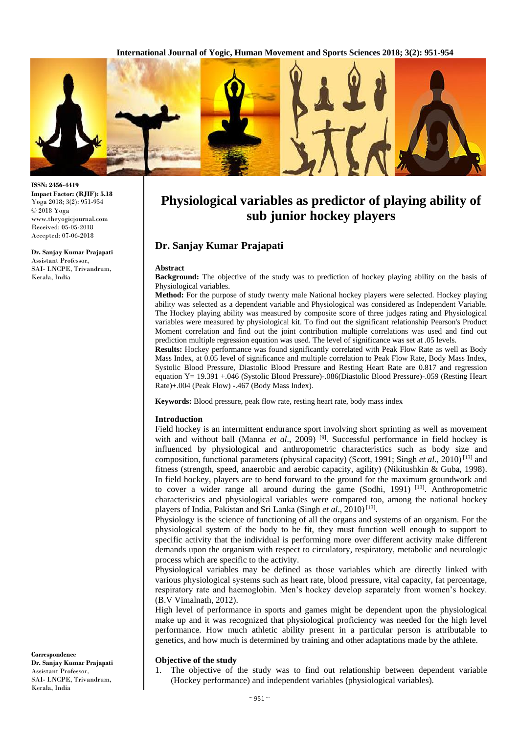ISSN: 2456-4419
Impact Factor: (RJIF): 5.18
Yoga 2018; 3(2): 951-954
© 2018 Yoga
www.theyogicjournal.com
Received: 05-05-2018
Accepted: 07-06-2018

**Dr. Sanjay Kumar Prajapati**
Assistant Professor,
SAI- LNCPE, Trivandrum,
Kerala, India

**Correspondence**
**Dr. Sanjay Kumar Prajapati**
Assistant Professor,
SAI- LNCPE, Trivandrum,
Kerala, India

# Physiological variables as predictor of playing ability of sub junior hockey players

## Dr. Sanjay Kumar Prajapati

### Abstract

**Background:** The objective of the study was to prediction of hockey playing ability on the basis of Physiological variables.

**Method:** For the purpose of study twenty male National hockey players were selected. Hockey playing ability was selected as a dependent variable and Physiological was considered as Independent Variable. The Hockey playing ability was measured by composite score of three judges rating and Physiological variables were measured by physiological kit. To find out the significant relationship Pearson's Product Moment correlation and find out the joint contribution multiple correlations was used and find out prediction multiple regression equation was used. The level of significance was set at .05 levels.

**Results:** Hockey performance was found significantly correlated with Peak Flow Rate as well as Body Mass Index, at 0.05 level of significance and multiple correlation to Peak Flow Rate, Body Mass Index, Systolic Blood Pressure, Diastolic Blood Pressure and Resting Heart Rate are 0.817 and regression equation Y= 19.391 +.046 (Systolic Blood Pressure)-.086(Diastolic Blood Pressure)-.059 (Resting Heart Rate)+.004 (Peak Flow) -.467 (Body Mass Index).

**Keywords:** Blood pressure, peak flow rate, resting heart rate, body mass index

### Introduction

Field hockey is an intermittent endurance sport involving short sprinting as well as movement with and without ball (Manna *et al*., 2009) [9]. Successful performance in field hockey is influenced by physiological and anthropometric characteristics such as body size and composition, functional parameters (physical capacity) (Scott, 1991; Singh *et al*., 2010) [13] and fitness (strength, speed, anaerobic and aerobic capacity, agility) (Nikitushkin & Guba, 1998). In field hockey, players are to bend forward to the ground for the maximum groundwork and to cover a wider range all around during the game (Sodhi, 1991) [13]. Anthropometric characteristics and physiological variables were compared too, among the national hockey players of India, Pakistan and Sri Lanka (Singh *et al*., 2010) [13].

Physiology is the science of functioning of all the organs and systems of an organism. For the physiological system of the body to be fit, they must function well enough to support to specific activity that the individual is performing more over different activity make different demands upon the organism with respect to circulatory, respiratory, metabolic and neurologic process which are specific to the activity.

Physiological variables may be defined as those variables which are directly linked with various physiological systems such as heart rate, blood pressure, vital capacity, fat percentage, respiratory rate and haemoglobin. Men's hockey develop separately from women's hockey. (B.V Vimalnath, 2012).

High level of performance in sports and games might be dependent upon the physiological make up and it was recognized that physiological proficiency was needed for the high level performance. How much athletic ability present in a particular person is attributable to genetics, and how much is determined by training and other adaptations made by the athlete.

### Objective of the study

1. The objective of the study was to find out relationship between dependent variable (Hockey performance) and independent variables (physiological variables).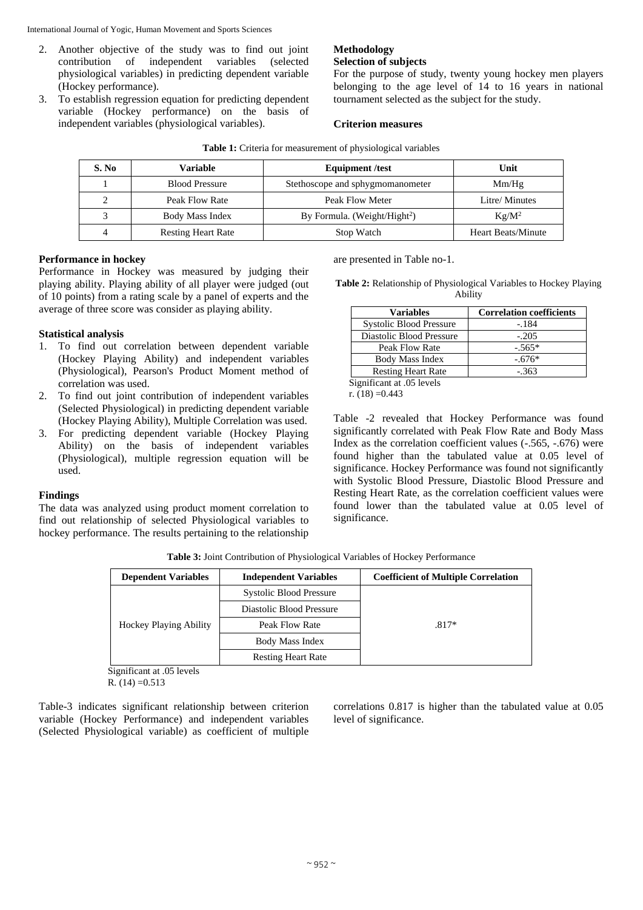2. Another objective of the study was to find out joint contribution of independent variables (selected physiological variables) in predicting dependent variable (Hockey performance).
3. To establish regression equation for predicting dependent variable (Hockey performance) on the basis of independent variables (physiological variables).

## Methodology

### Selection of subjects

For the purpose of study, twenty young hockey men players belonging to the age level of 14 to 16 years in national tournament selected as the subject for the study.

### Criterion measures

**Table 1:** Criteria for measurement of physiological variables

| S. No | Variable | Equipment /test | Unit |
|---|---|---|---|
| 1 | Blood Pressure | Stethoscope and sphygmomanometer | Mm/Hg |
| 2 | Peak Flow Rate | Peak Flow Meter | Litre/ Minutes |
| 3 | Body Mass Index | By Formula. (Weight/Hight$^2$) | Kg/M$^2$ |
| 4 | Resting Heart Rate | Stop Watch | Heart Beats/Minute |

### Performance in hockey

Performance in Hockey was measured by judging their playing ability. Playing ability of all player were judged (out of 10 points) from a rating scale by a panel of experts and the average of three score was consider as playing ability.

### Statistical analysis

1. To find out correlation between dependent variable (Hockey Playing Ability) and independent variables (Physiological), Pearson's Product Moment method of correlation was used.
2. To find out joint contribution of independent variables (Selected Physiological) in predicting dependent variable (Hockey Playing Ability), Multiple Correlation was used.
3. For predicting dependent variable (Hockey Playing Ability) on the basis of independent variables (Physiological), multiple regression equation will be used.

## Findings

The data was analyzed using product moment correlation to find out relationship of selected Physiological variables to hockey performance. The results pertaining to the relationship are presented in Table no-1.

**Table 2:** Relationship of Physiological Variables to Hockey Playing Ability

| Variables | Correlation coefficients |
|---|---|
| Systolic Blood Pressure | -.184 |
| Diastolic Blood Pressure | -.205 |
| Peak Flow Rate | -.565* |
| Body Mass Index | -.676* |
| Resting Heart Rate | -.363 |

Significant at .05 levels
r. (18) =0.443

Table -2 revealed that Hockey Performance was found significantly correlated with Peak Flow Rate and Body Mass Index as the correlation coefficient values (-.565, -.676) were found higher than the tabulated value at 0.05 level of significance. Hockey Performance was found not significantly with Systolic Blood Pressure, Diastolic Blood Pressure and Resting Heart Rate, as the correlation coefficient values were found lower than the tabulated value at 0.05 level of significance.

**Table 3:** Joint Contribution of Physiological Variables of Hockey Performance

| Dependent Variables | Independent Variables | Coefficient of Multiple Correlation |
|---|---|---|
| Hockey Playing Ability | Systolic Blood Pressure | .817* |
| | Diastolic Blood Pressure | |
| | Peak Flow Rate | |
| | Body Mass Index | |
| | Resting Heart Rate | |

Significant at .05 levels
R. (14) =0.513

Table-3 indicates significant relationship between criterion variable (Hockey Performance) and independent variables (Selected Physiological variable) as coefficient of multiple correlations 0.817 is higher than the tabulated value at 0.05 level of significance.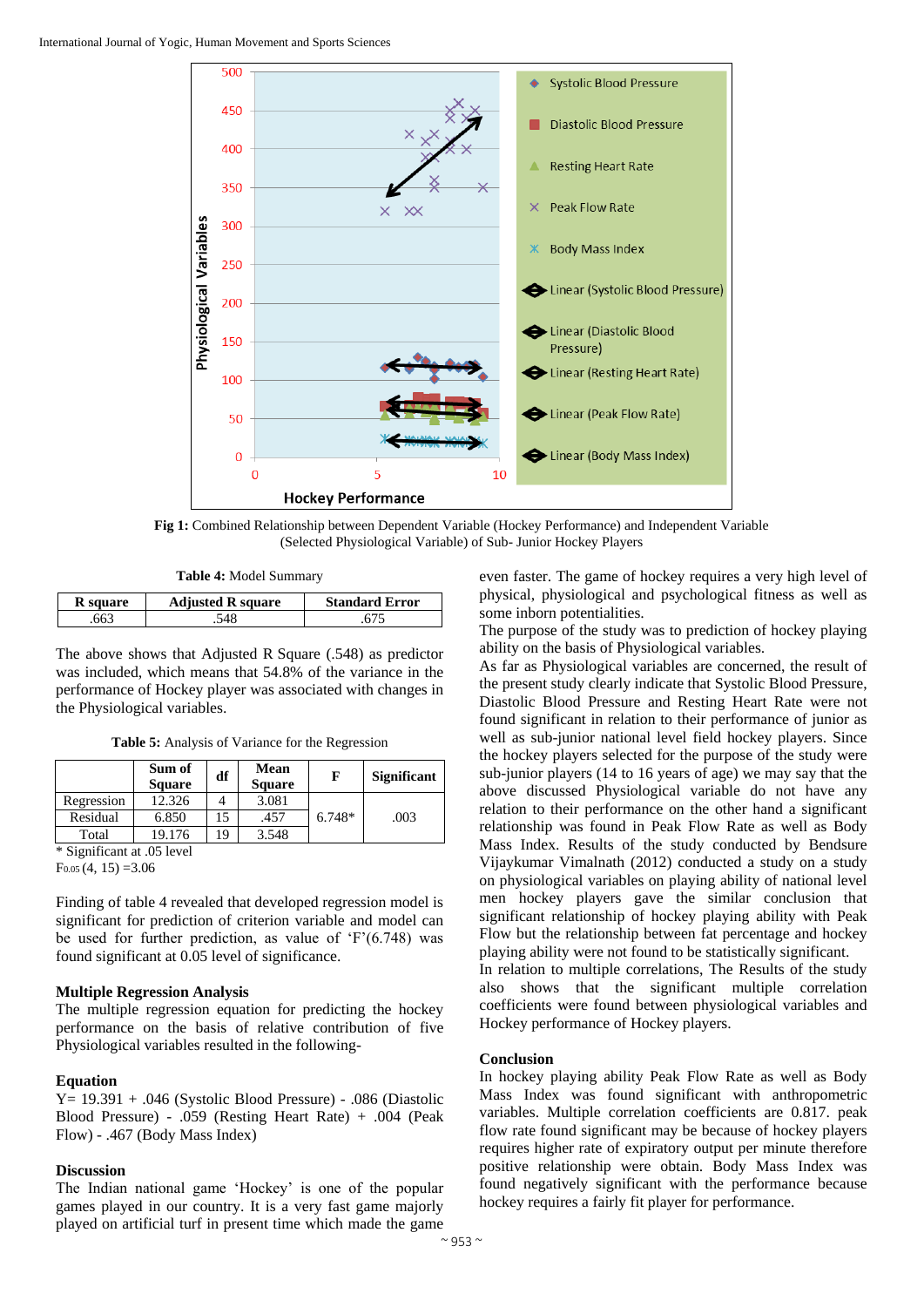Fig 1: Combined Relationship between Dependent Variable (Hockey Performance) and Independent Variable (Selected Physiological Variable) of Sub- Junior Hockey Players

**Table 4:** Model Summary

| R square | Adjusted R square | Standard Error |
|---|---|---|
| .663 | .548 | .675 |

The above shows that Adjusted R Square (.548) as predictor was included, which means that 54.8% of the variance in the performance of Hockey player was associated with changes in the Physiological variables.

**Table 5:** Analysis of Variance for the Regression

| | Sum of Square | df | Mean Square | F | Significant |
|---|---|---|---|---|---|
| Regression | 12.326 | 4 | 3.081 | 6.748* | .003 |
| Residual | 6.850 | 15 | .457 | | |
| Total | 19.176 | 19 | 3.548 | | |

\* Significant at .05 level

$F_{0.05}$ (4, 15) =3.06

Finding of table 4 revealed that developed regression model is significant for prediction of criterion variable and model can be used for further prediction, as value of 'F'(6.748) was found significant at 0.05 level of significance.

### Multiple Regression Analysis

The multiple regression equation for predicting the hockey performance on the basis of relative contribution of five Physiological variables resulted in the following-

### Equation

Y= 19.391 + .046 (Systolic Blood Pressure) - .086 (Diastolic Blood Pressure) - .059 (Resting Heart Rate) + .004 (Peak Flow) - .467 (Body Mass Index)

### Discussion

The Indian national game 'Hockey' is one of the popular games played in our country. It is a very fast game majorly played on artificial turf in present time which made the game even faster. The game of hockey requires a very high level of physical, physiological and psychological fitness as well as some inborn potentialities.

The purpose of the study was to prediction of hockey playing ability on the basis of Physiological variables.

As far as Physiological variables are concerned, the result of the present study clearly indicate that Systolic Blood Pressure, Diastolic Blood Pressure and Resting Heart Rate were not found significant in relation to their performance of junior as well as sub-junior national level field hockey players. Since the hockey players selected for the purpose of the study were sub-junior players (14 to 16 years of age) we may say that the above discussed Physiological variable do not have any relation to their performance on the other hand a significant relationship was found in Peak Flow Rate as well as Body Mass Index. Results of the study conducted by Bendsure Vijaykumar Vimalnath (2012) conducted a study on a study on physiological variables on playing ability of national level men hockey players gave the similar conclusion that significant relationship of hockey playing ability with Peak Flow but the relationship between fat percentage and hockey playing ability were not found to be statistically significant.

In relation to multiple correlations, The Results of the study also shows that the significant multiple correlation coefficients were found between physiological variables and Hockey performance of Hockey players.

### Conclusion

In hockey playing ability Peak Flow Rate as well as Body Mass Index was found significant with anthropometric variables. Multiple correlation coefficients are 0.817. peak flow rate found significant may be because of hockey players requires higher rate of expiratory output per minute therefore positive relationship were obtain. Body Mass Index was found negatively significant with the performance because hockey requires a fairly fit player for performance.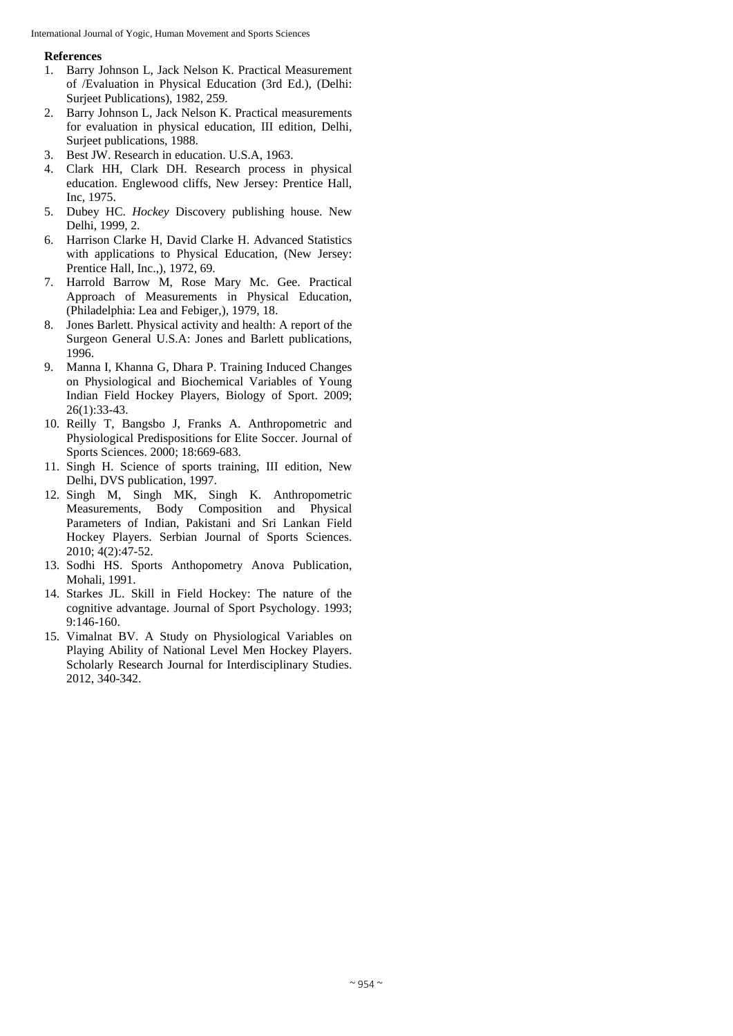**References**

1. Barry Johnson L, Jack Nelson K. Practical Measurement of /Evaluation in Physical Education (3rd Ed.), (Delhi: Surjeet Publications), 1982, 259.
2. Barry Johnson L, Jack Nelson K. Practical measurements for evaluation in physical education, III edition, Delhi, Surjeet publications, 1988.
3. Best JW. Research in education. U.S.A, 1963.
4. Clark HH, Clark DH. Research process in physical education. Englewood cliffs, New Jersey: Prentice Hall, Inc, 1975.
5. Dubey HC. *Hockey* Discovery publishing house. New Delhi, 1999, 2.
6. Harrison Clarke H, David Clarke H. Advanced Statistics with applications to Physical Education, (New Jersey: Prentice Hall, Inc.,), 1972, 69.
7. Harrold Barrow M, Rose Mary Mc. Gee. Practical Approach of Measurements in Physical Education, (Philadelphia: Lea and Febiger,), 1979, 18.
8. Jones Barlett. Physical activity and health: A report of the Surgeon General U.S.A: Jones and Barlett publications, 1996.
9. Manna I, Khanna G, Dhara P. Training Induced Changes on Physiological and Biochemical Variables of Young Indian Field Hockey Players, Biology of Sport. 2009; 26(1):33-43.
10. Reilly T, Bangsbo J, Franks A. Anthropometric and Physiological Predispositions for Elite Soccer. Journal of Sports Sciences. 2000; 18:669-683.
11. Singh H. Science of sports training, III edition, New Delhi, DVS publication, 1997.
12. Singh M, Singh MK, Singh K. Anthropometric Measurements, Body Composition and Physical Parameters of Indian, Pakistani and Sri Lankan Field Hockey Players. Serbian Journal of Sports Sciences. 2010; 4(2):47-52.
13. Sodhi HS. Sports Anthopometry Anova Publication, Mohali, 1991.
14. Starkes JL. Skill in Field Hockey: The nature of the cognitive advantage. Journal of Sport Psychology. 1993; 9:146-160.
15. Vimalnat BV. A Study on Physiological Variables on Playing Ability of National Level Men Hockey Players. Scholarly Research Journal for Interdisciplinary Studies. 2012, 340-342.